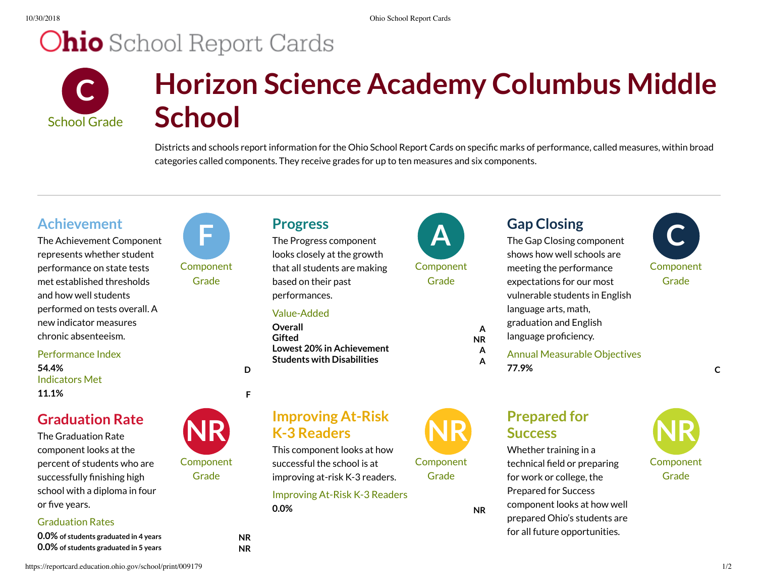# Ohio School Report Cards

**C**
School Grade

# Horizon Science Academy Columbus Middle School

Districts and schools report information for the Ohio School Report Cards on specific marks of performance, called measures, within broad categories called components. They receive grades for up to ten measures and six components.

---

## Achievement

**F** — Component Grade

The Achievement Component represents whether student performance on state tests met established thresholds and how well students performed on tests overall. A new indicator measures chronic absenteeism.

### Performance Index

| | |
|---|---|
| **54.4%** | **D** |

### Indicators Met

| | |
|---|---|
| **11.1%** | **F** |

## Progress

**A** — Component Grade

The Progress component looks closely at the growth that all students are making based on their past performances.

### Value-Added

| | |
|---|---|
| **Overall** | **A** |
| **Gifted** | **NR** |
| **Lowest 20% in Achievement** | **A** |
| **Students with Disabilities** | **A** |

## Gap Closing

**C** — Component Grade

The Gap Closing component shows how well schools are meeting the performance expectations for our most vulnerable students in English language arts, math, graduation and English language proficiency.

### Annual Measurable Objectives

| | |
|---|---|
| **77.9%** | **C** |

## Graduation Rate

**NR** — Component Grade

The Graduation Rate component looks at the percent of students who are successfully finishing high school with a diploma in four or five years.

### Graduation Rates

| | |
|---|---|
| **0.0%** of students graduated in 4 years | **NR** |
| **0.0%** of students graduated in 5 years | **NR** |

## Improving At-Risk K-3 Readers

**NR** — Component Grade

This component looks at how successful the school is at improving at-risk K-3 readers.

### Improving At-Risk K-3 Readers

| | |
|---|---|
| **0.0%** | **NR** |

## Prepared for Success

**NR** — Component Grade

Whether training in a technical field or preparing for work or college, the Prepared for Success component looks at how well prepared Ohio's students are for all future opportunities.